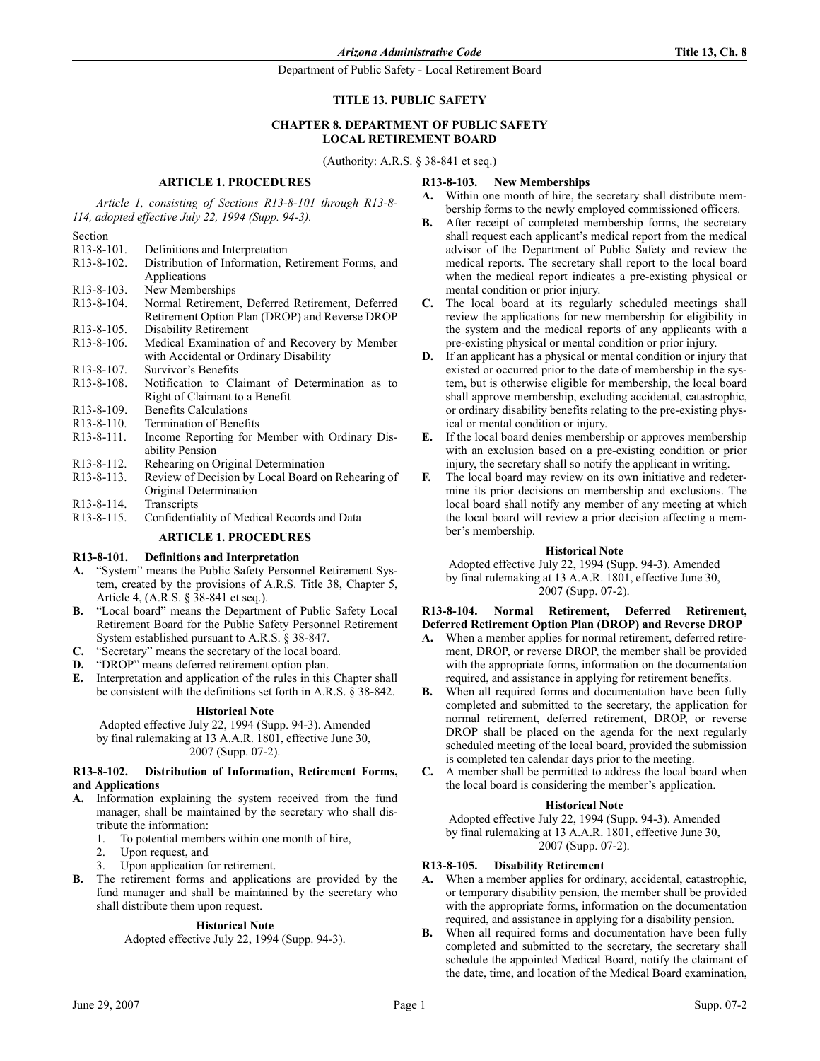# TITLE 13. PUBLIC SAFETY

## CHAPTER 8. DEPARTMENT OF PUBLIC SAFETY LOCAL RETIREMENT BOARD

(Authority: A.R.S. § 38-841 et seq.)

### ARTICLE 1. PROCEDURES

*Article 1, consisting of Sections R13-8-101 through R13-8-114, adopted effective July 22, 1994 (Supp. 94-3).*

Section

R13-8-101. Definitions and Interpretation
R13-8-102. Distribution of Information, Retirement Forms, and Applications
R13-8-103. New Memberships
R13-8-104. Normal Retirement, Deferred Retirement, Deferred Retirement Option Plan (DROP) and Reverse DROP
R13-8-105. Disability Retirement
R13-8-106. Medical Examination of and Recovery by Member with Accidental or Ordinary Disability
R13-8-107. Survivor's Benefits
R13-8-108. Notification to Claimant of Determination as to Right of Claimant to a Benefit
R13-8-109. Benefits Calculations
R13-8-110. Termination of Benefits
R13-8-111. Income Reporting for Member with Ordinary Disability Pension
R13-8-112. Rehearing on Original Determination
R13-8-113. Review of Decision by Local Board on Rehearing of Original Determination
R13-8-114. Transcripts
R13-8-115. Confidentiality of Medical Records and Data

### ARTICLE 1. PROCEDURES

#### R13-8-101. Definitions and Interpretation

**A.** "System" means the Public Safety Personnel Retirement System, created by the provisions of A.R.S. Title 38, Chapter 5, Article 4, (A.R.S. § 38-841 et seq.).

**B.** "Local board" means the Department of Public Safety Local Retirement Board for the Public Safety Personnel Retirement System established pursuant to A.R.S. § 38-847.

**C.** "Secretary" means the secretary of the local board.

**D.** "DROP" means deferred retirement option plan.

**E.** Interpretation and application of the rules in this Chapter shall be consistent with the definitions set forth in A.R.S. § 38-842.

**Historical Note**

Adopted effective July 22, 1994 (Supp. 94-3). Amended by final rulemaking at 13 A.A.R. 1801, effective June 30, 2007 (Supp. 07-2).

#### R13-8-102. Distribution of Information, Retirement Forms, and Applications

**A.** Information explaining the system received from the fund manager, shall be maintained by the secretary who shall distribute the information:

1. To potential members within one month of hire,
2. Upon request, and
3. Upon application for retirement.

**B.** The retirement forms and applications are provided by the fund manager and shall be maintained by the secretary who shall distribute them upon request.

**Historical Note**

Adopted effective July 22, 1994 (Supp. 94-3).

#### R13-8-103. New Memberships

**A.** Within one month of hire, the secretary shall distribute membership forms to the newly employed commissioned officers.

**B.** After receipt of completed membership forms, the secretary shall request each applicant's medical report from the medical advisor of the Department of Public Safety and review the medical reports. The secretary shall report to the local board when the medical report indicates a pre-existing physical or mental condition or prior injury.

**C.** The local board at its regularly scheduled meetings shall review the applications for new membership for eligibility in the system and the medical reports of any applicants with a pre-existing physical or mental condition or prior injury.

**D.** If an applicant has a physical or mental condition or injury that existed or occurred prior to the date of membership in the system, but is otherwise eligible for membership, the local board shall approve membership, excluding accidental, catastrophic, or ordinary disability benefits relating to the pre-existing physical or mental condition or prior injury.

**E.** If the local board denies membership or approves membership with an exclusion based on a pre-existing condition or prior injury, the secretary shall so notify the applicant in writing.

**F.** The local board may review on its own initiative and redetermine its prior decisions on membership and exclusions. The local board shall notify any member of any meeting at which the local board will review a prior decision affecting a member's membership.

**Historical Note**

Adopted effective July 22, 1994 (Supp. 94-3). Amended by final rulemaking at 13 A.A.R. 1801, effective June 30, 2007 (Supp. 07-2).

#### R13-8-104. Normal Retirement, Deferred Retirement, Deferred Retirement Option Plan (DROP) and Reverse DROP

**A.** When a member applies for normal retirement, deferred retirement, DROP, or reverse DROP, the member shall be provided with the appropriate forms, information on the documentation required, and assistance in applying for retirement benefits.

**B.** When all required forms and documentation have been fully completed and submitted to the secretary, the application for normal retirement, deferred retirement, DROP, or reverse DROP shall be placed on the agenda for the next regularly scheduled meeting of the local board, provided the submission is completed ten calendar days prior to the meeting.

**C.** A member shall be permitted to address the local board when the local board is considering the member's application.

**Historical Note**

Adopted effective July 22, 1994 (Supp. 94-3). Amended by final rulemaking at 13 A.A.R. 1801, effective June 30, 2007 (Supp. 07-2).

#### R13-8-105. Disability Retirement

**A.** When a member applies for ordinary, accidental, catastrophic, or temporary disability pension, the member shall be provided with the appropriate forms, information on the documentation required, and assistance in applying for a disability pension.

**B.** When all required forms and documentation have been fully completed and submitted to the secretary, the secretary shall schedule the appointed Medical Board, notify the claimant of the date, time, and location of the Medical Board examination,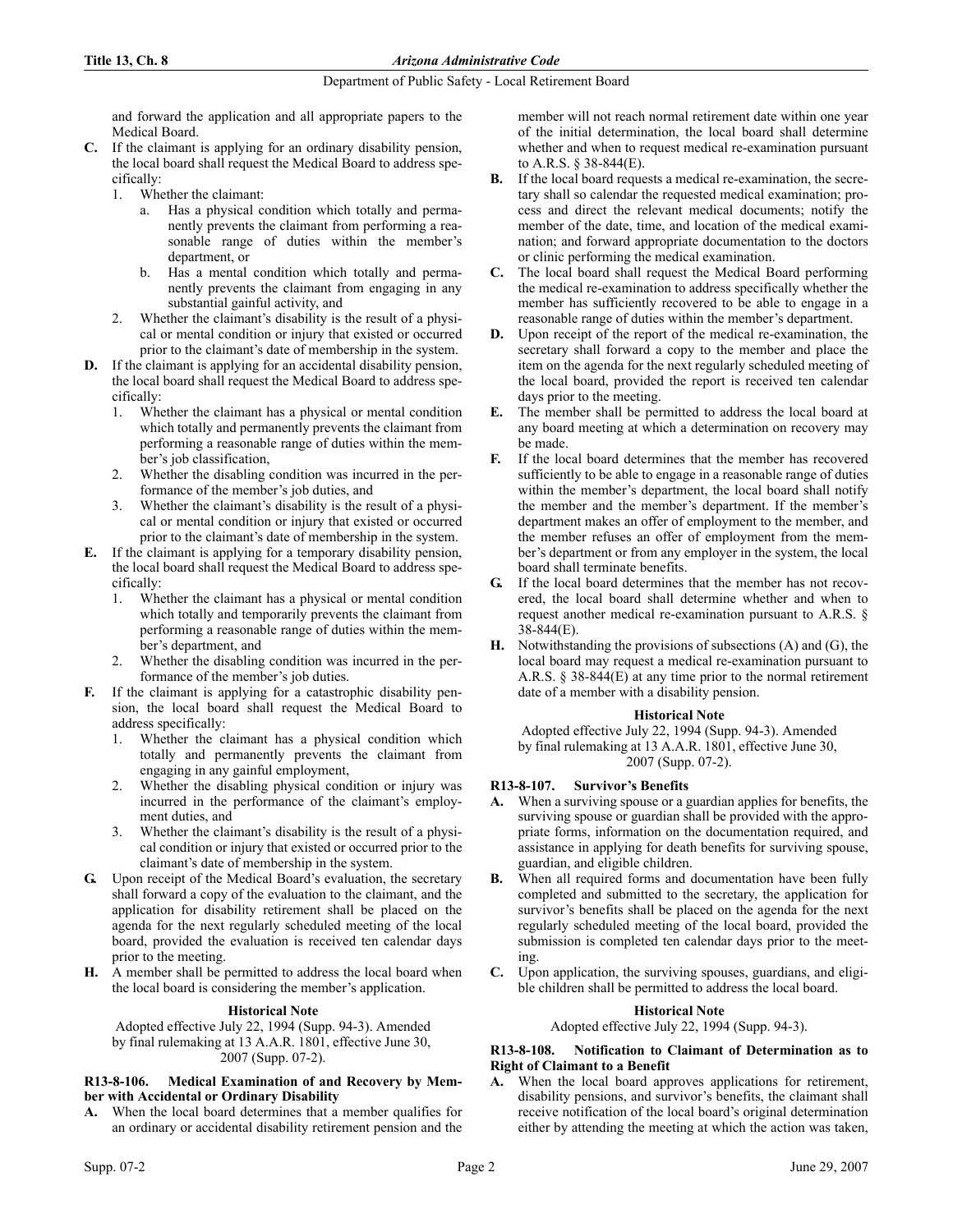and forward the application and all appropriate papers to the Medical Board.

**C.** If the claimant is applying for an ordinary disability pension, the local board shall request the Medical Board to address specifically:

1. Whether the claimant:
   a. Has a physical condition which totally and permanently prevents the claimant from performing a reasonable range of duties within the member's department, or
   b. Has a mental condition which totally and permanently prevents the claimant from engaging in any substantial gainful activity, and
2. Whether the claimant's disability is the result of a physical or mental condition or injury that existed or occurred prior to the claimant's date of membership in the system.

**D.** If the claimant is applying for an accidental disability pension, the local board shall request the Medical Board to address specifically:

1. Whether the claimant has a physical or mental condition which totally and permanently prevents the claimant from performing a reasonable range of duties within the member's job classification,
2. Whether the disabling condition was incurred in the performance of the member's job duties, and
3. Whether the claimant's disability is the result of a physical or mental condition or injury that existed or occurred prior to the claimant's date of membership in the system.

**E.** If the claimant is applying for a temporary disability pension, the local board shall request the Medical Board to address specifically:

1. Whether the claimant has a physical or mental condition which totally and temporarily prevents the claimant from performing a reasonable range of duties within the member's department, and
2. Whether the disabling condition was incurred in the performance of the member's job duties.

**F.** If the claimant is applying for a catastrophic disability pension, the local board shall request the Medical Board to address specifically:

1. Whether the claimant has a physical condition which totally and permanently prevents the claimant from engaging in any gainful employment,
2. Whether the disabling physical condition or injury was incurred in the performance of the claimant's employment duties, and
3. Whether the claimant's disability is the result of a physical condition or injury that existed or occurred prior to the claimant's date of membership in the system.

**G.** Upon receipt of the Medical Board's evaluation, the secretary shall forward a copy of the evaluation to the claimant, and the application for disability retirement shall be placed on the agenda for the next regularly scheduled meeting of the local board, provided the evaluation is received ten calendar days prior to the meeting.

**H.** A member shall be permitted to address the local board when the local board is considering the member's application.

**Historical Note**

Adopted effective July 22, 1994 (Supp. 94-3). Amended by final rulemaking at 13 A.A.R. 1801, effective June 30, 2007 (Supp. 07-2).

#### R13-8-106. Medical Examination of and Recovery by Member with Accidental or Ordinary Disability

**A.** When the local board determines that a member qualifies for an ordinary or accidental disability retirement pension and the member will not reach normal retirement date within one year of the initial determination, the local board shall determine whether and when to request medical re-examination pursuant to A.R.S. § 38-844(E).

**B.** If the local board requests a medical re-examination, the secretary shall so calendar the requested medical examination; process and direct the relevant medical documents; notify the member of the date, time, and location of the medical examination; and forward appropriate documentation to the doctors or clinic performing the medical examination.

**C.** The local board shall request the Medical Board performing the medical re-examination to address specifically whether the member has sufficiently recovered to be able to engage in a reasonable range of duties within the member's department.

**D.** Upon receipt of the report of the medical re-examination, the secretary shall forward a copy to the member and place the item on the agenda for the next regularly scheduled meeting of the local board, provided the report is received ten calendar days prior to the meeting.

**E.** The member shall be permitted to address the local board at any board meeting at which a determination on recovery may be made.

**F.** If the local board determines that the member has recovered sufficiently to be able to engage in a reasonable range of duties within the member's department, the local board shall notify the member and the member's department. If the member's department makes an offer of employment to the member, and the member refuses an offer of employment from the member's department or from any employer in the system, the local board shall terminate benefits.

**G.** If the local board determines that the member has not recovered, the local board shall determine whether and when to request another medical re-examination pursuant to A.R.S. § 38-844(E).

**H.** Notwithstanding the provisions of subsections (A) and (G), the local board may request a medical re-examination pursuant to A.R.S. § 38-844(E) at any time prior to the normal retirement date of a member with a disability pension.

**Historical Note**

Adopted effective July 22, 1994 (Supp. 94-3). Amended by final rulemaking at 13 A.A.R. 1801, effective June 30, 2007 (Supp. 07-2).

#### R13-8-107. Survivor's Benefits

**A.** When a surviving spouse or a guardian applies for benefits, the surviving spouse or guardian shall be provided with the appropriate forms, information on the documentation required, and assistance in applying for death benefits for surviving spouse, guardian, and eligible children.

**B.** When all required forms and documentation have been fully completed and submitted to the secretary, the application for survivor's benefits shall be placed on the agenda for the next regularly scheduled meeting of the local board, provided the submission is completed ten calendar days prior to the meeting.

**C.** Upon application, the surviving spouses, guardians, and eligible children shall be permitted to address the local board.

**Historical Note**

Adopted effective July 22, 1994 (Supp. 94-3).

#### R13-8-108. Notification to Claimant of Determination as to Right of Claimant to a Benefit

**A.** When the local board approves applications for retirement, disability pensions, and survivor's benefits, the claimant shall receive notification of the local board's original determination either by attending the meeting at which the action was taken,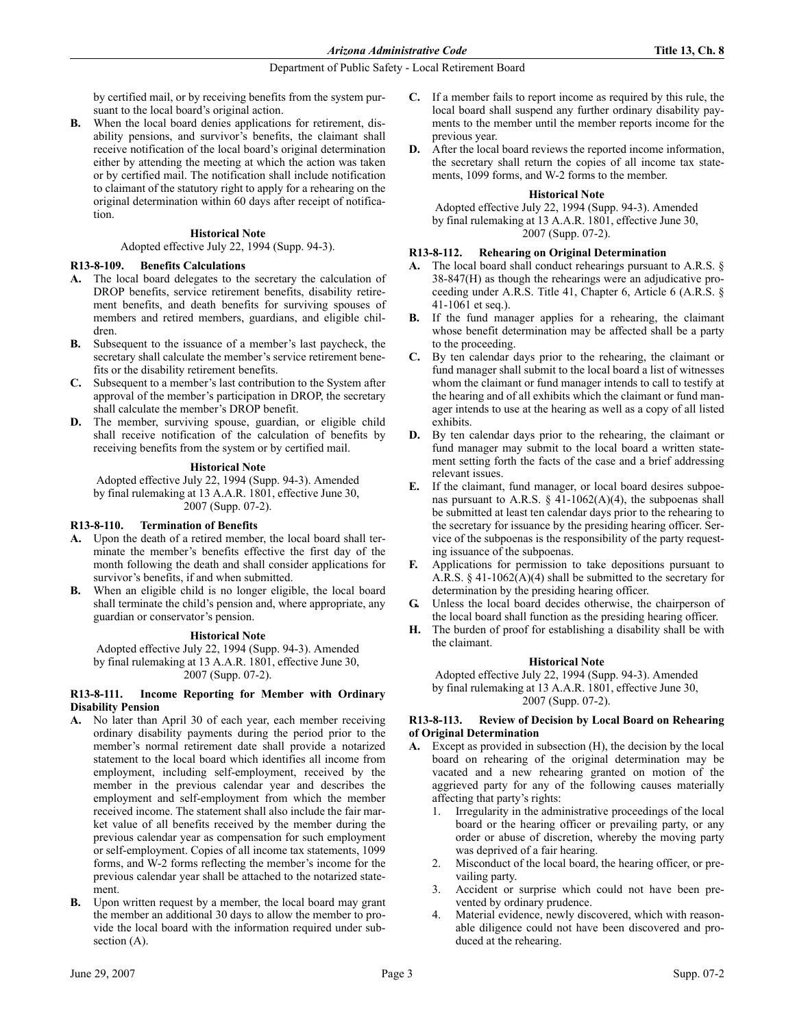by certified mail, or by receiving benefits from the system pursuant to the local board's original action.

**B.** When the local board denies applications for retirement, disability pensions, and survivor's benefits, the claimant shall receive notification of the local board's original determination either by attending the meeting at which the action was taken or by certified mail. The notification shall include notification to claimant of the statutory right to apply for a rehearing on the original determination within 60 days after receipt of notification.

**Historical Note**

Adopted effective July 22, 1994 (Supp. 94-3).

### R13-8-109. Benefits Calculations

**A.** The local board delegates to the secretary the calculation of DROP benefits, service retirement benefits, disability retirement benefits, and death benefits for surviving spouses of members and retired members, guardians, and eligible children.

**B.** Subsequent to the issuance of a member's last paycheck, the secretary shall calculate the member's service retirement benefits or the disability retirement benefits.

**C.** Subsequent to a member's last contribution to the System after approval of the member's participation in DROP, the secretary shall calculate the member's DROP benefit.

**D.** The member, surviving spouse, guardian, or eligible child shall receive notification of the calculation of benefits by receiving benefits from the system or by certified mail.

**Historical Note**

Adopted effective July 22, 1994 (Supp. 94-3). Amended by final rulemaking at 13 A.A.R. 1801, effective June 30, 2007 (Supp. 07-2).

### R13-8-110. Termination of Benefits

**A.** Upon the death of a retired member, the local board shall terminate the member's benefits effective the first day of the month following the death and shall consider applications for survivor's benefits, if and when submitted.

**B.** When an eligible child is no longer eligible, the local board shall terminate the child's pension and, where appropriate, any guardian or conservator's pension.

**Historical Note**

Adopted effective July 22, 1994 (Supp. 94-3). Amended by final rulemaking at 13 A.A.R. 1801, effective June 30, 2007 (Supp. 07-2).

### R13-8-111. Income Reporting for Member with Ordinary Disability Pension

**A.** No later than April 30 of each year, each member receiving ordinary disability payments during the period prior to the member's normal retirement date shall provide a notarized statement to the local board which identifies all income from employment, including self-employment, received by the member in the previous calendar year and describes the employment and self-employment from which the member received income. The statement shall also include the fair market value of all benefits received by the member during the previous calendar year as compensation for such employment or self-employment. Copies of all income tax statements, 1099 forms, and W-2 forms reflecting the member's income for the previous calendar year shall be attached to the notarized statement.

**B.** Upon written request by a member, the local board may grant the member an additional 30 days to allow the member to provide the local board with the information required under subsection (A).

**C.** If a member fails to report income as required by this rule, the local board shall suspend any further ordinary disability payments to the member until the member reports income for the previous year.

**D.** After the local board reviews the reported income information, the secretary shall return the copies of all income tax statements, 1099 forms, and W-2 forms to the member.

**Historical Note**

Adopted effective July 22, 1994 (Supp. 94-3). Amended by final rulemaking at 13 A.A.R. 1801, effective June 30, 2007 (Supp. 07-2).

### R13-8-112. Rehearing on Original Determination

**A.** The local board shall conduct rehearings pursuant to A.R.S. § 38-847(H) as though the rehearings were an adjudicative proceeding under A.R.S. Title 41, Chapter 6, Article 6 (A.R.S. § 41-1061 et seq.).

**B.** If the fund manager applies for a rehearing, the claimant whose benefit determination may be affected shall be a party to the proceeding.

**C.** By ten calendar days prior to the rehearing, the claimant or fund manager shall submit to the local board a list of witnesses whom the claimant or fund manager intends to call to testify at the hearing and of all exhibits which the claimant or fund manager intends to use at the hearing as well as a copy of all listed exhibits.

**D.** By ten calendar days prior to the rehearing, the claimant or fund manager may submit to the local board a written statement setting forth the facts of the case and a brief addressing relevant issues.

**E.** If the claimant, fund manager, or local board desires subpoenas pursuant to A.R.S. § 41-1062(A)(4), the subpoenas shall be submitted at least ten calendar days prior to the rehearing to the secretary for issuance by the presiding hearing officer. Service of the subpoenas is the responsibility of the party requesting issuance of the subpoenas.

**F.** Applications for permission to take depositions pursuant to A.R.S. § 41-1062(A)(4) shall be submitted to the secretary for determination by the presiding hearing officer.

**G.** Unless the local board decides otherwise, the chairperson of the local board shall function as the presiding hearing officer.

**H.** The burden of proof for establishing a disability shall be with the claimant.

**Historical Note**

Adopted effective July 22, 1994 (Supp. 94-3). Amended by final rulemaking at 13 A.A.R. 1801, effective June 30, 2007 (Supp. 07-2).

### R13-8-113. Review of Decision by Local Board on Rehearing of Original Determination

**A.** Except as provided in subsection (H), the decision by the local board on rehearing of the original determination may be vacated and a new rehearing granted on motion of the aggrieved party for any of the following causes materially affecting that party's rights:

1. Irregularity in the administrative proceedings of the local board or the hearing officer or prevailing party, or any order or abuse of discretion, whereby the moving party was deprived of a fair hearing.
2. Misconduct of the local board, the hearing officer, or prevailing party.
3. Accident or surprise which could not have been prevented by ordinary prudence.
4. Material evidence, newly discovered, which with reasonable diligence could not have been discovered and produced at the rehearing.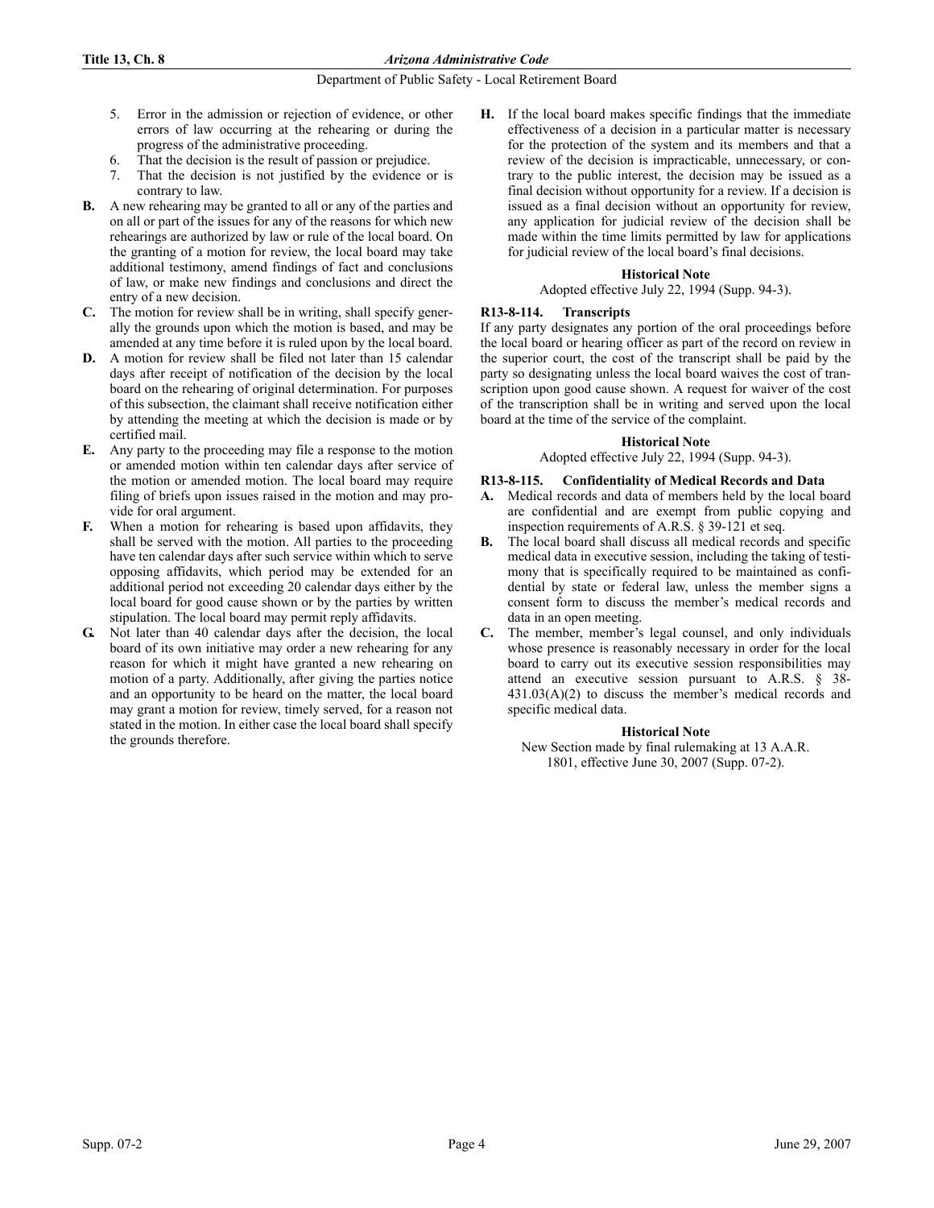5. Error in the admission or rejection of evidence, or other errors of law occurring at the rehearing or during the progress of the administrative proceeding.
6. That the decision is the result of passion or prejudice.
7. That the decision is not justified by the evidence or is contrary to law.

**B.** A new rehearing may be granted to all or any of the parties and on all or part of the issues for any of the reasons for which new rehearings are authorized by law or rule of the local board. On the granting of a motion for review, the local board may take additional testimony, amend findings of fact and conclusions of law, or make new findings and conclusions and direct the entry of a new decision.

**C.** The motion for review shall be in writing, shall specify generally the grounds upon which the motion is based, and may be amended at any time before it is ruled upon by the local board.

**D.** A motion for review shall be filed not later than 15 calendar days after receipt of notification of the decision by the local board on the rehearing of original determination. For purposes of this subsection, the claimant shall receive notification either by attending the meeting at which the decision is made or by certified mail.

**E.** Any party to the proceeding may file a response to the motion or amended motion within ten calendar days after service of the motion or amended motion. The local board may require filing of briefs upon issues raised in the motion and may provide for oral argument.

**F.** When a motion for rehearing is based upon affidavits, they shall be served with the motion. All parties to the proceeding have ten calendar days after such service within which to serve opposing affidavits, which period may be extended for an additional period not exceeding 20 calendar days either by the local board for good cause shown or by the parties by written stipulation. The local board may permit reply affidavits.

**G.** Not later than 40 calendar days after the decision, the local board of its own initiative may order a new rehearing for any reason for which it might have granted a new rehearing on motion of a party. Additionally, after giving the parties notice and an opportunity to be heard on the matter, the local board may grant a motion for review, timely served, for a reason not stated in the motion. In either case the local board shall specify the grounds therefore.

**H.** If the local board makes specific findings that the immediate effectiveness of a decision in a particular matter is necessary for the protection of the system and its members and that a review of the decision is impracticable, unnecessary, or contrary to the public interest, the decision may be issued as a final decision without opportunity for a review. If a decision is issued as a final decision without an opportunity for review, any application for judicial review of the decision shall be made within the time limits permitted by law for applications for judicial review of the local board's final decisions.

**Historical Note**

Adopted effective July 22, 1994 (Supp. 94-3).

### R13-8-114. Transcripts

If any party designates any portion of the oral proceedings before the local board or hearing officer as part of the record on review in the superior court, the cost of the transcript shall be paid by the party so designating unless the local board waives the cost of transcription upon good cause shown. A request for waiver of the cost of the transcription shall be in writing and served upon the local board at the time of the service of the complaint.

**Historical Note**

Adopted effective July 22, 1994 (Supp. 94-3).

### R13-8-115. Confidentiality of Medical Records and Data

**A.** Medical records and data of members held by the local board are confidential and are exempt from public copying and inspection requirements of A.R.S. § 39-121 et seq.

**B.** The local board shall discuss all medical records and specific medical data in executive session, including the taking of testimony that is specifically required to be maintained as confidential by state or federal law, unless the member signs a consent form to discuss the member's medical records and data in an open meeting.

**C.** The member, member's legal counsel, and only individuals whose presence is reasonably necessary in order for the local board to carry out its executive session responsibilities may attend an executive session pursuant to A.R.S. § 38-431.03(A)(2) to discuss the member's medical records and specific medical data.

**Historical Note**

New Section made by final rulemaking at 13 A.A.R. 1801, effective June 30, 2007 (Supp. 07-2).